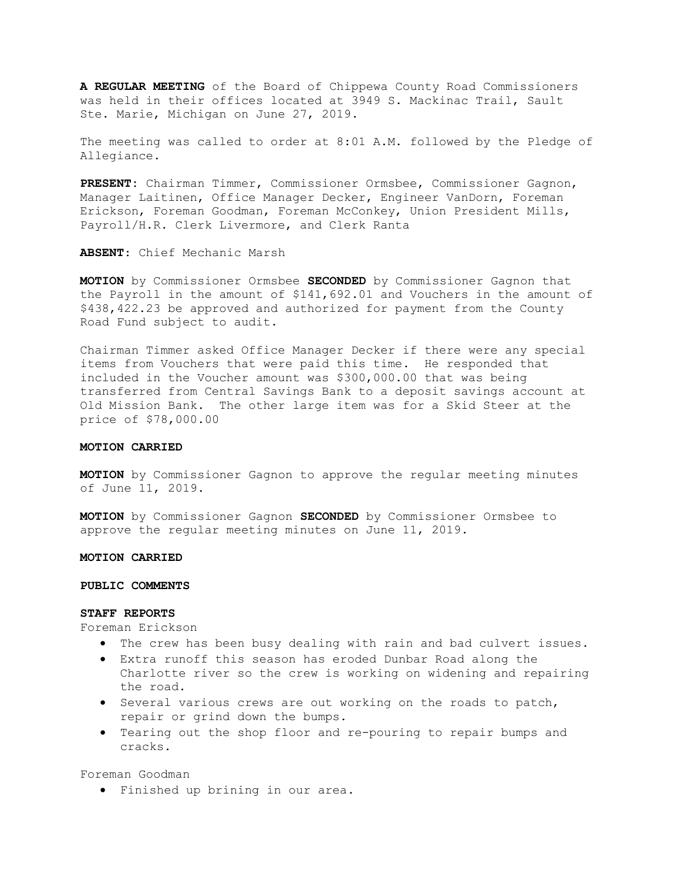**A REGULAR MEETING** of the Board of Chippewa County Road Commissioners was held in their offices located at 3949 S. Mackinac Trail, Sault Ste. Marie, Michigan on June 27, 2019.

The meeting was called to order at 8:01 A.M. followed by the Pledge of Allegiance.

**PRESENT**: Chairman Timmer, Commissioner Ormsbee, Commissioner Gagnon, Manager Laitinen, Office Manager Decker, Engineer VanDorn, Foreman Erickson, Foreman Goodman, Foreman McConkey, Union President Mills, Payroll/H.R. Clerk Livermore, and Clerk Ranta

**ABSENT**: Chief Mechanic Marsh

**MOTION** by Commissioner Ormsbee **SECONDED** by Commissioner Gagnon that the Payroll in the amount of $141,692.01 and Vouchers in the amount of $438,422.23 be approved and authorized for payment from the County Road Fund subject to audit.

Chairman Timmer asked Office Manager Decker if there were any special items from Vouchers that were paid this time. He responded that included in the Voucher amount was $300,000.00 that was being transferred from Central Savings Bank to a deposit savings account at Old Mission Bank. The other large item was for a Skid Steer at the price of $78,000.00

**MOTION CARRIED**

**MOTION** by Commissioner Gagnon to approve the regular meeting minutes of June 11, 2019.

**MOTION** by Commissioner Gagnon **SECONDED** by Commissioner Ormsbee to approve the regular meeting minutes on June 11, 2019.

**MOTION CARRIED**

**PUBLIC COMMENTS**

**STAFF REPORTS**

Foreman Erickson

- The crew has been busy dealing with rain and bad culvert issues.
- Extra runoff this season has eroded Dunbar Road along the Charlotte river so the crew is working on widening and repairing the road.
- Several various crews are out working on the roads to patch, repair or grind down the bumps.
- Tearing out the shop floor and re-pouring to repair bumps and cracks.

Foreman Goodman

- Finished up brining in our area.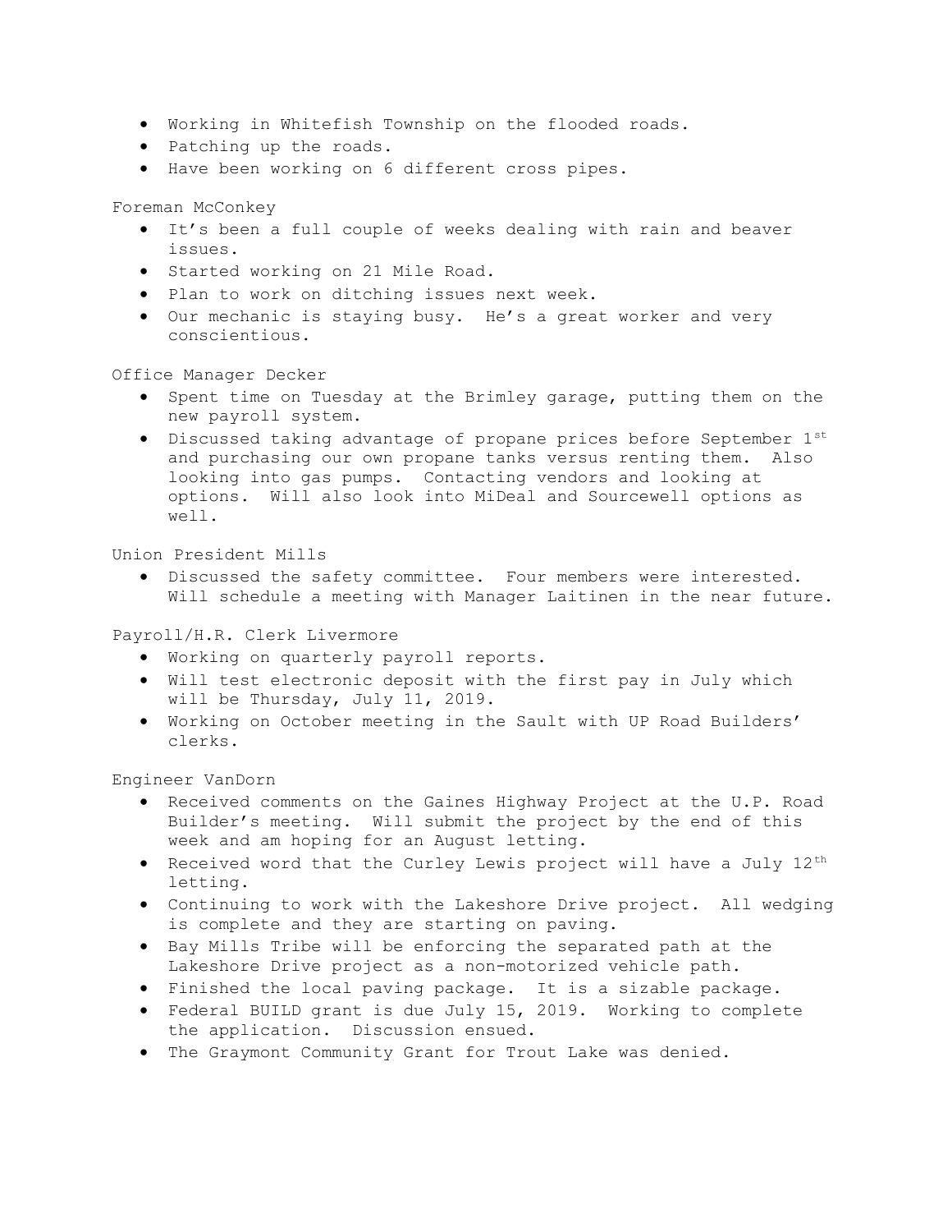- Working in Whitefish Township on the flooded roads.
- Patching up the roads.
- Have been working on 6 different cross pipes.

Foreman McConkey

- It's been a full couple of weeks dealing with rain and beaver issues.
- Started working on 21 Mile Road.
- Plan to work on ditching issues next week.
- Our mechanic is staying busy. He's a great worker and very conscientious.

Office Manager Decker

- Spent time on Tuesday at the Brimley garage, putting them on the new payroll system.
- Discussed taking advantage of propane prices before September 1st and purchasing our own propane tanks versus renting them. Also looking into gas pumps. Contacting vendors and looking at options. Will also look into MiDeal and Sourcewell options as well.

Union President Mills

- Discussed the safety committee. Four members were interested. Will schedule a meeting with Manager Laitinen in the near future.

Payroll/H.R. Clerk Livermore

- Working on quarterly payroll reports.
- Will test electronic deposit with the first pay in July which will be Thursday, July 11, 2019.
- Working on October meeting in the Sault with UP Road Builders' clerks.

Engineer VanDorn

- Received comments on the Gaines Highway Project at the U.P. Road Builder's meeting. Will submit the project by the end of this week and am hoping for an August letting.
- Received word that the Curley Lewis project will have a July 12th letting.
- Continuing to work with the Lakeshore Drive project. All wedging is complete and they are starting on paving.
- Bay Mills Tribe will be enforcing the separated path at the Lakeshore Drive project as a non-motorized vehicle path.
- Finished the local paving package. It is a sizable package.
- Federal BUILD grant is due July 15, 2019. Working to complete the application. Discussion ensued.
- The Graymont Community Grant for Trout Lake was denied.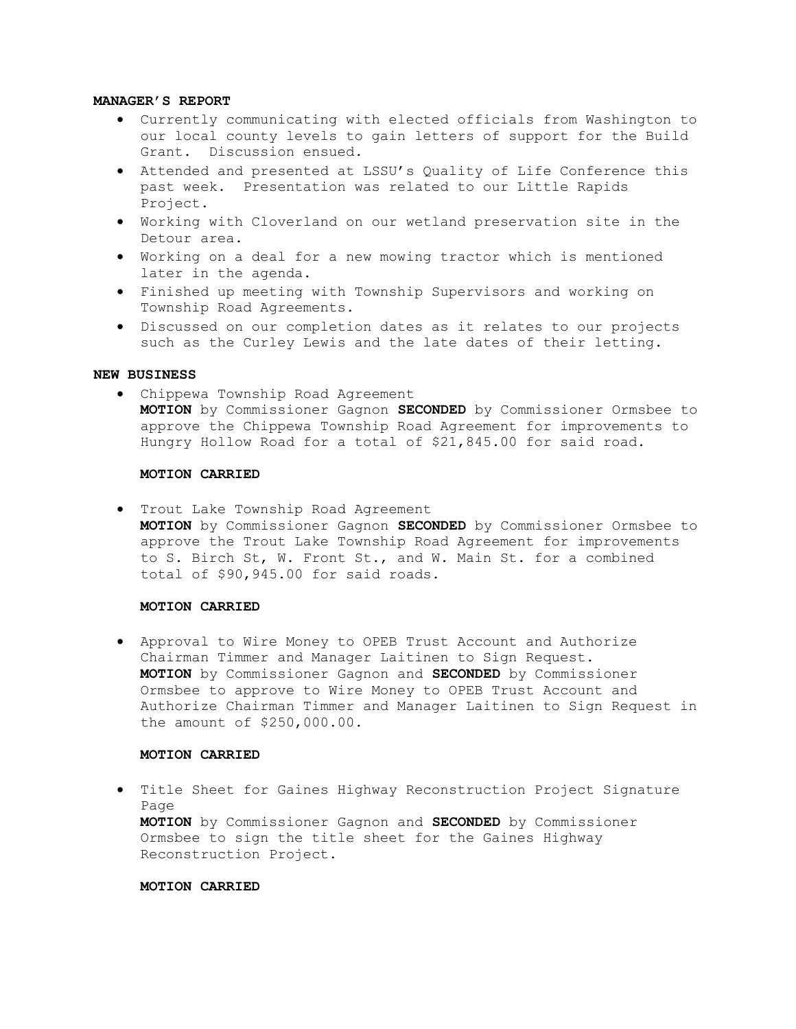**MANAGER'S REPORT**

- Currently communicating with elected officials from Washington to our local county levels to gain letters of support for the Build Grant. Discussion ensued.
- Attended and presented at LSSU's Quality of Life Conference this past week. Presentation was related to our Little Rapids Project.
- Working with Cloverland on our wetland preservation site in the Detour area.
- Working on a deal for a new mowing tractor which is mentioned later in the agenda.
- Finished up meeting with Township Supervisors and working on Township Road Agreements.
- Discussed on our completion dates as it relates to our projects such as the Curley Lewis and the late dates of their letting.

**NEW BUSINESS**

- Chippewa Township Road Agreement
  **MOTION** by Commissioner Gagnon **SECONDED** by Commissioner Ormsbee to approve the Chippewa Township Road Agreement for improvements to Hungry Hollow Road for a total of $21,845.00 for said road.

  **MOTION CARRIED**

- Trout Lake Township Road Agreement
  **MOTION** by Commissioner Gagnon **SECONDED** by Commissioner Ormsbee to approve the Trout Lake Township Road Agreement for improvements to S. Birch St, W. Front St., and W. Main St. for a combined total of $90,945.00 for said roads.

  **MOTION CARRIED**

- Approval to Wire Money to OPEB Trust Account and Authorize Chairman Timmer and Manager Laitinen to Sign Request.
  **MOTION** by Commissioner Gagnon and **SECONDED** by Commissioner Ormsbee to approve to Wire Money to OPEB Trust Account and Authorize Chairman Timmer and Manager Laitinen to Sign Request in the amount of $250,000.00.

  **MOTION CARRIED**

- Title Sheet for Gaines Highway Reconstruction Project Signature Page
  **MOTION** by Commissioner Gagnon and **SECONDED** by Commissioner Ormsbee to sign the title sheet for the Gaines Highway Reconstruction Project.

  **MOTION CARRIED**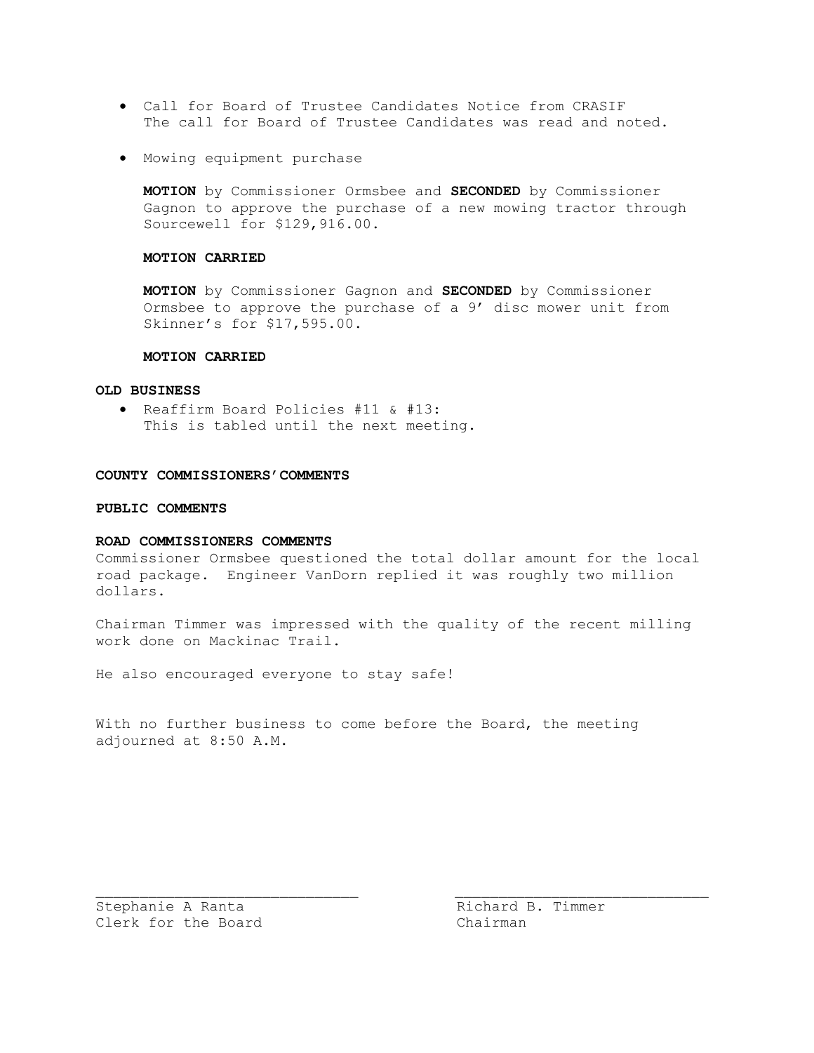- Call for Board of Trustee Candidates Notice from CRASIF
  The call for Board of Trustee Candidates was read and noted.

- Mowing equipment purchase

  **MOTION** by Commissioner Ormsbee and **SECONDED** by Commissioner Gagnon to approve the purchase of a new mowing tractor through Sourcewell for $129,916.00.

  **MOTION CARRIED**

  **MOTION** by Commissioner Gagnon and **SECONDED** by Commissioner Ormsbee to approve the purchase of a 9' disc mower unit from Skinner's for $17,595.00.

  **MOTION CARRIED**

**OLD BUSINESS**

- Reaffirm Board Policies #11 & #13:
  This is tabled until the next meeting.

**COUNTY COMMISSIONERS' COMMENTS**

**PUBLIC COMMENTS**

**ROAD COMMISSIONERS COMMENTS**

Commissioner Ormsbee questioned the total dollar amount for the local road package. Engineer VanDorn replied it was roughly two million dollars.

Chairman Timmer was impressed with the quality of the recent milling work done on Mackinac Trail.

He also encouraged everyone to stay safe!

With no further business to come before the Board, the meeting adjourned at 8:50 A.M.

| | |
|---|---|
| ______________________________ | ______________________________ |
| Stephanie A Ranta | Richard B. Timmer |
| Clerk for the Board | Chairman |